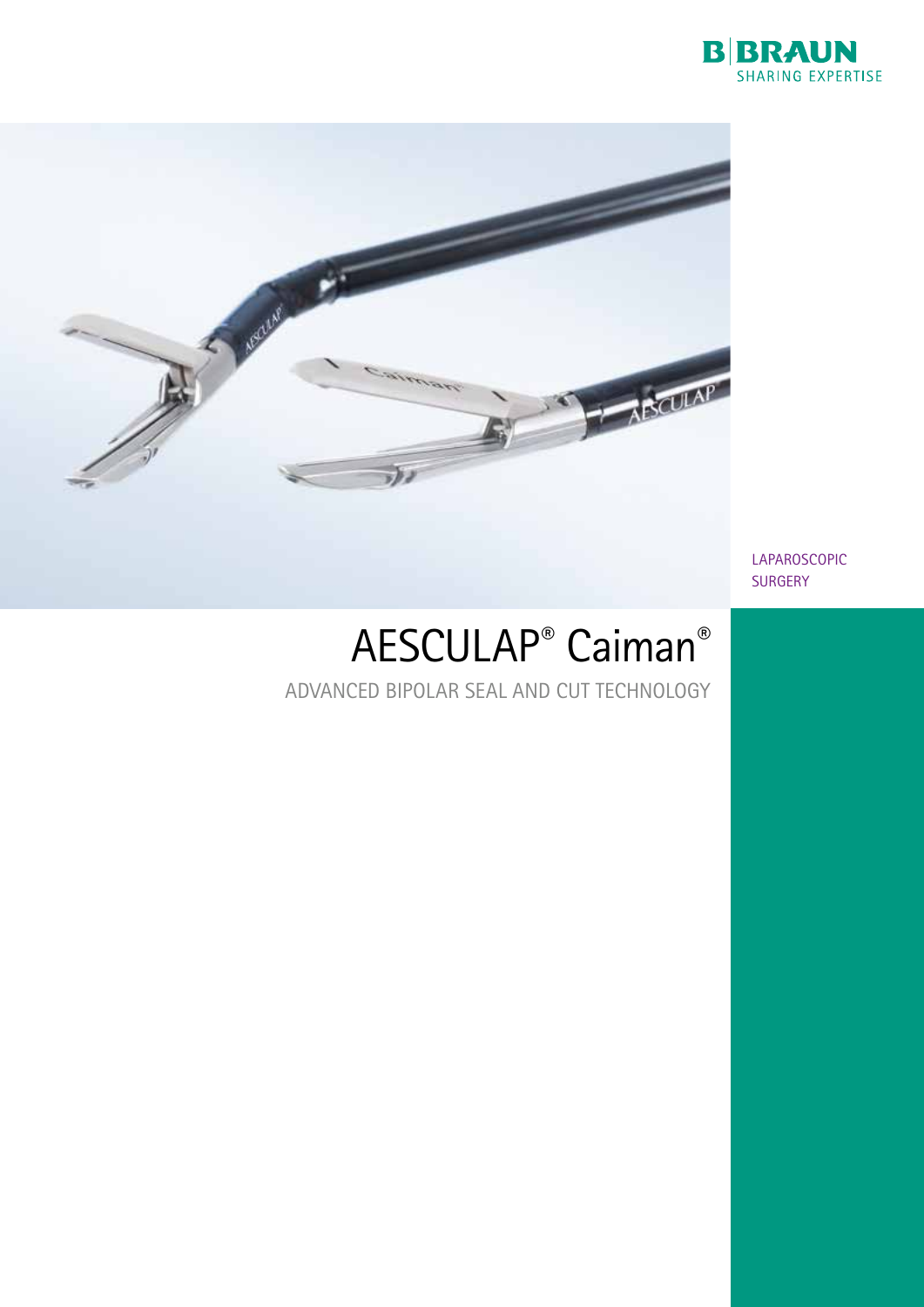B|BRAUN
SHARING EXPERTISE

LAPAROSCOPIC
SURGERY

# AESCULAP® Caiman®

ADVANCED BIPOLAR SEAL AND CUT TECHNOLOGY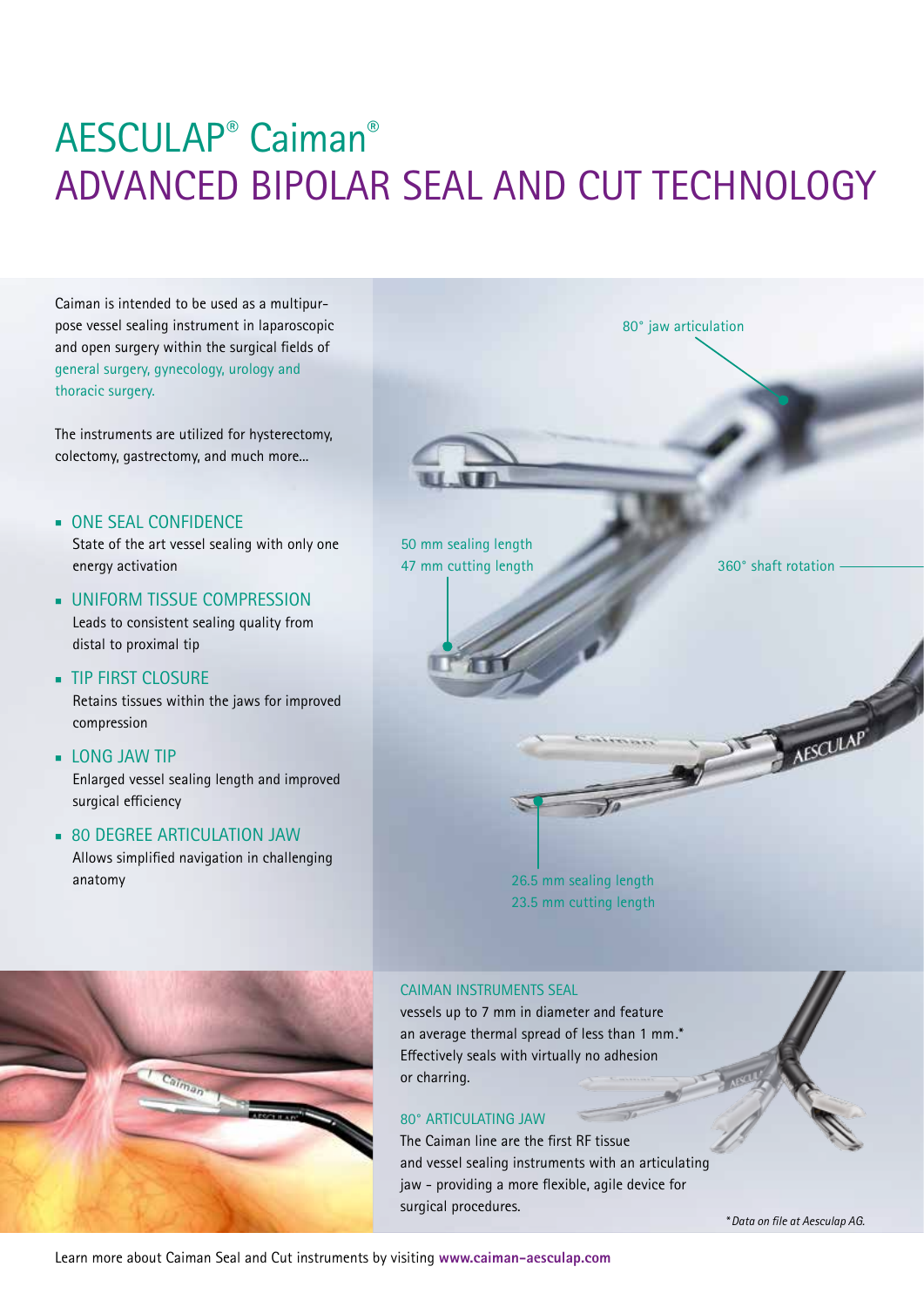# AESCULAP® Caiman®
# ADVANCED BIPOLAR SEAL AND CUT TECHNOLOGY

Caiman is intended to be used as a multipurpose vessel sealing instrument in laparoscopic and open surgery within the surgical fields of general surgery, gynecology, urology and thoracic surgery.

The instruments are utilized for hysterectomy, colectomy, gastrectomy, and much more...

- **ONE SEAL CONFIDENCE**
  State of the art vessel sealing with only one energy activation
- **UNIFORM TISSUE COMPRESSION**
  Leads to consistent sealing quality from distal to proximal tip
- **TIP FIRST CLOSURE**
  Retains tissues within the jaws for improved compression
- **LONG JAW TIP**
  Enlarged vessel sealing length and improved surgical efficiency
- **80 DEGREE ARTICULATION JAW**
  Allows simplified navigation in challenging anatomy

80° jaw articulation

50 mm sealing length
47 mm cutting length

360° shaft rotation

26.5 mm sealing length
23.5 mm cutting length

## CAIMAN INSTRUMENTS SEAL

vessels up to 7 mm in diameter and feature an average thermal spread of less than 1 mm.* Effectively seals with virtually no adhesion or charring.

## 80° ARTICULATING JAW

The Caiman line are the first RF tissue and vessel sealing instruments with an articulating jaw - providing a more flexible, agile device for surgical procedures.

*Data on file at Aesculap AG.*

Learn more about Caiman Seal and Cut instruments by visiting **www.caiman-aesculap.com**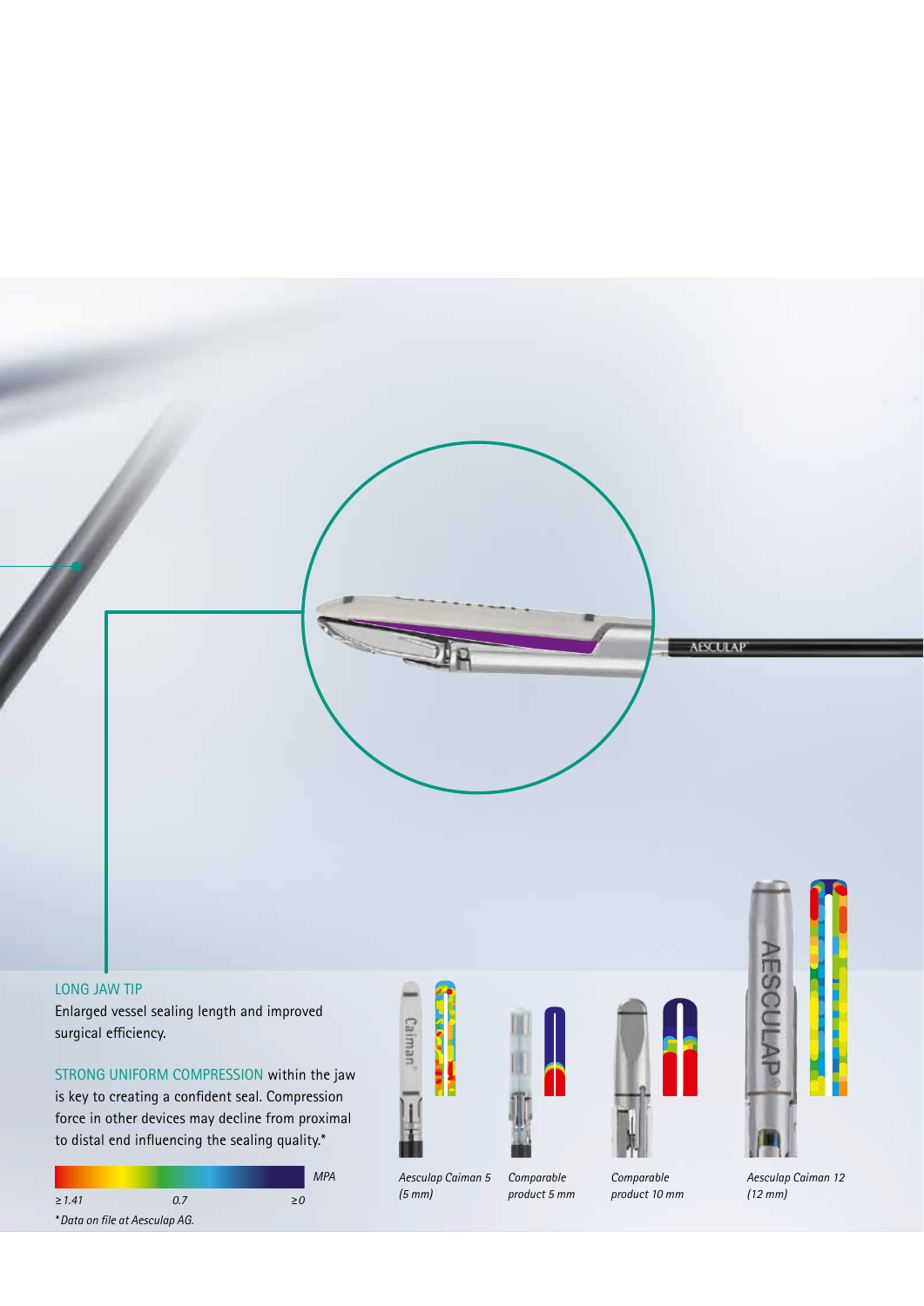## LONG JAW TIP

Enlarged vessel sealing length and improved surgical efficiency.

STRONG UNIFORM COMPRESSION within the jaw is key to creating a confident seal. Compression force in other devices may decline from proximal to distal end influencing the sealing quality.*

MPA

≥ 1.41 0.7 ≥ 0

*Data on file at Aesculap AG.

*Aesculap Caiman 5 (5 mm)*

*Comparable product 5 mm*

*Comparable product 10 mm*

*Aesculap Caiman 12 (12 mm)*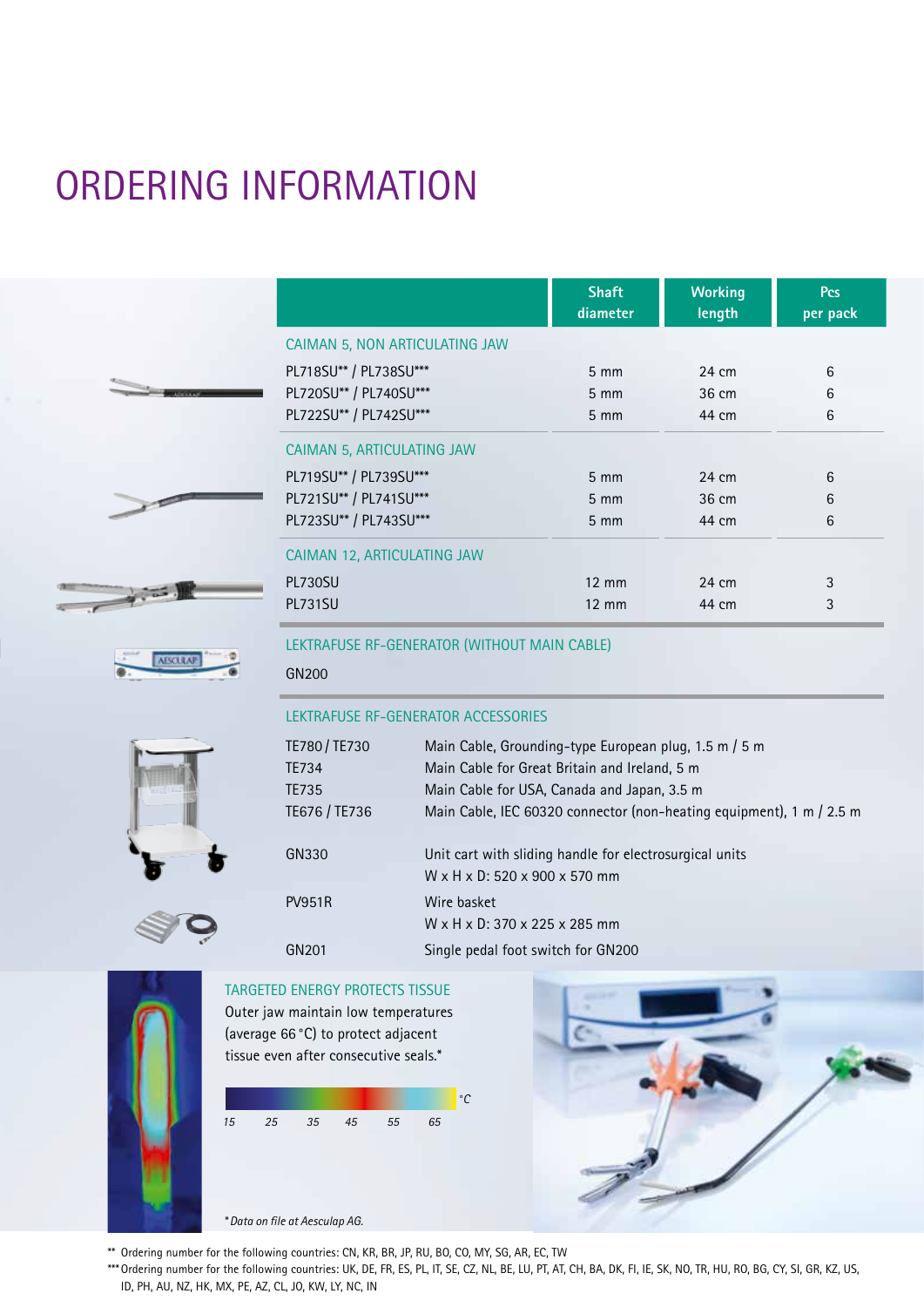# ORDERING INFORMATION

| | Shaft diameter | Working length | Pcs per pack |
|---|---|---|---|
| **CAIMAN 5, NON ARTICULATING JAW** | | | |
| PL718SU** / PL738SU*** | 5 mm | 24 cm | 6 |
| PL720SU** / PL740SU*** | 5 mm | 36 cm | 6 |
| PL722SU** / PL742SU*** | 5 mm | 44 cm | 6 |
| **CAIMAN 5, ARTICULATING JAW** | | | |
| PL719SU** / PL739SU*** | 5 mm | 24 cm | 6 |
| PL721SU** / PL741SU*** | 5 mm | 36 cm | 6 |
| PL723SU** / PL743SU*** | 5 mm | 44 cm | 6 |
| **CAIMAN 12, ARTICULATING JAW** | | | |
| PL730SU | 12 mm | 24 cm | 3 |
| PL731SU | 12 mm | 44 cm | 3 |

**LEKTRAFUSE RF-GENERATOR (WITHOUT MAIN CABLE)**

GN200

**LEKTRAFUSE RF-GENERATOR ACCESSORIES**

| | |
|---|---|
| TE780 / TE730 | Main Cable, Grounding-type European plug, 1.5 m / 5 m |
| TE734 | Main Cable for Great Britain and Ireland, 5 m |
| TE735 | Main Cable for USA, Canada and Japan, 3.5 m |
| TE676 / TE736 | Main Cable, IEC 60320 connector (non-heating equipment), 1 m / 2.5 m |
| GN330 | Unit cart with sliding handle for electrosurgical units<br>W x H x D: 520 x 900 x 570 mm |
| PV951R | Wire basket<br>W x H x D: 370 x 225 x 285 mm |
| GN201 | Single pedal foot switch for GN200 |

**TARGETED ENERGY PROTECTS TISSUE**

Outer jaw maintain low temperatures (average 66 °C) to protect adjacent tissue even after consecutive seals.*

°C: 15 25 35 45 55 65

*Data on file at Aesculap AG.

** Ordering number for the following countries: CN, KR, BR, JP, RU, BO, CO, MY, SG, AR, EC, TW

*** Ordering number for the following countries: UK, DE, FR, ES, PL, IT, SE, CZ, NL, BE, LU, PT, AT, CH, BA, DK, FI, IE, SK, NO, TR, HU, RO, BG, CY, SI, GR, KZ, US, ID, PH, AU, NZ, HK, MX, PE, AZ, CL, JO, KW, LY, NC, IN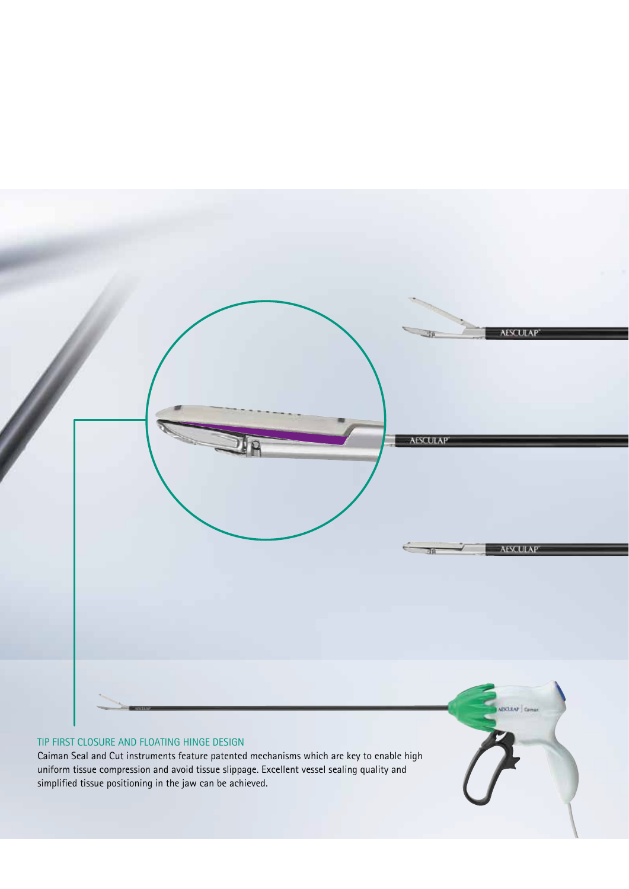TIP FIRST CLOSURE AND FLOATING HINGE DESIGN

Caiman Seal and Cut instruments feature patented mechanisms which are key to enable high uniform tissue compression and avoid tissue slippage. Excellent vessel sealing quality and simplified tissue positioning in the jaw can be achieved.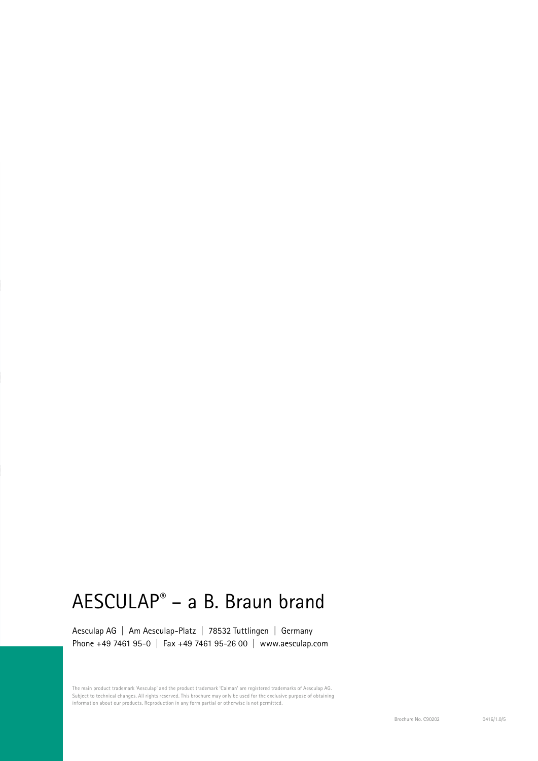# AESCULAP® – a B. Braun brand

Aesculap AG | Am Aesculap-Platz | 78532 Tuttlingen | Germany
Phone +49 7461 95-0 | Fax +49 7461 95-26 00 | www.aesculap.com

The main product trademark 'Aesculap' and the product trademark 'Caiman' are registered trademarks of Aesculap AG.
Subject to technical changes. All rights reserved. This brochure may only be used for the exclusive purpose of obtaining information about our products. Reproduction in any form partial or otherwise is not permitted.

Brochure No. C90202 0416/1.0/5